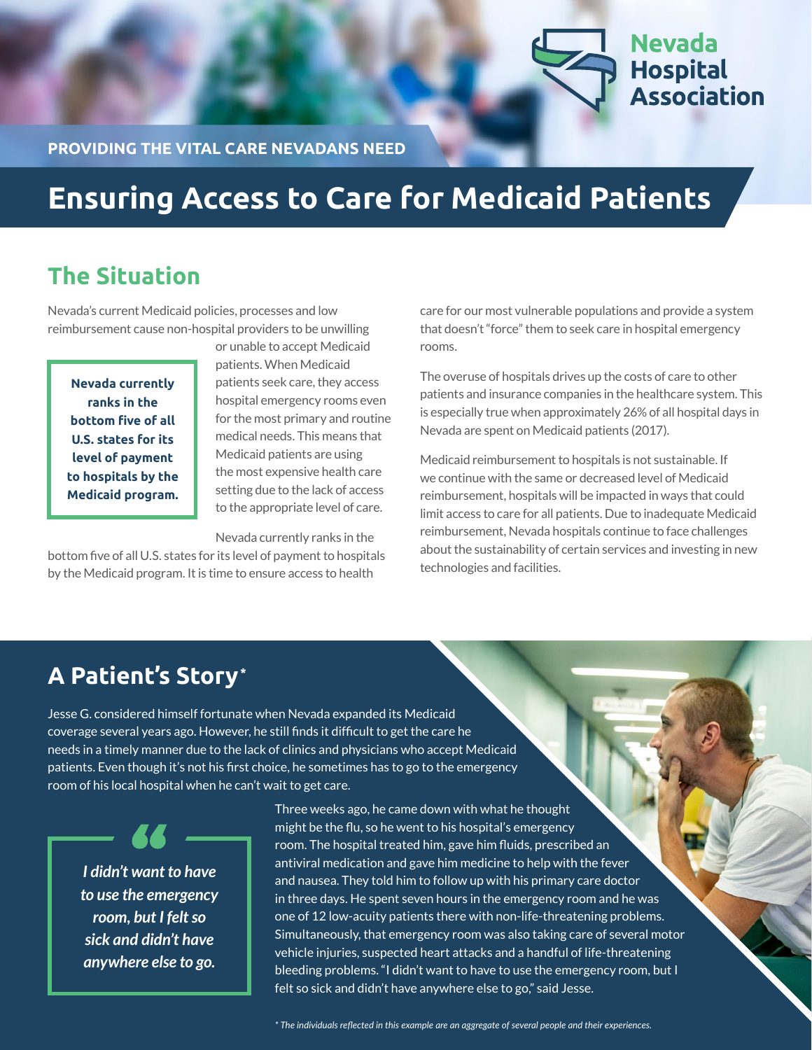Nevada Hospital Association

PROVIDING THE VITAL CARE NEVADANS NEED

# Ensuring Access to Care for Medicaid Patients

## The Situation

Nevada's current Medicaid policies, processes and low reimbursement cause non-hospital providers to be unwilling or unable to accept Medicaid patients. When Medicaid patients seek care, they access hospital emergency rooms even for the most primary and routine medical needs. This means that Medicaid patients are using the most expensive health care setting due to the lack of access to the appropriate level of care.

> **Nevada currently ranks in the bottom five of all U.S. states for its level of payment to hospitals by the Medicaid program.**

Nevada currently ranks in the bottom five of all U.S. states for its level of payment to hospitals by the Medicaid program. It is time to ensure access to health care for our most vulnerable populations and provide a system that doesn't "force" them to seek care in hospital emergency rooms.

The overuse of hospitals drives up the costs of care to other patients and insurance companies in the healthcare system. This is especially true when approximately 26% of all hospital days in Nevada are spent on Medicaid patients (2017).

Medicaid reimbursement to hospitals is not sustainable. If we continue with the same or decreased level of Medicaid reimbursement, hospitals will be impacted in ways that could limit access to care for all patients. Due to inadequate Medicaid reimbursement, Nevada hospitals continue to face challenges about the sustainability of certain services and investing in new technologies and facilities.

## A Patient's Story*

Jesse G. considered himself fortunate when Nevada expanded its Medicaid coverage several years ago. However, he still finds it difficult to get the care he needs in a timely manner due to the lack of clinics and physicians who accept Medicaid patients. Even though it's not his first choice, he sometimes has to go to the emergency room of his local hospital when he can't wait to get care.

> *I didn't want to have to use the emergency room, but I felt so sick and didn't have anywhere else to go.*

Three weeks ago, he came down with what he thought might be the flu, so he went to his hospital's emergency room. The hospital treated him, gave him fluids, prescribed an antiviral medication and gave him medicine to help with the fever and nausea. They told him to follow up with his primary care doctor in three days. He spent seven hours in the emergency room and he was one of 12 low-acuity patients there with non-life-threatening problems. Simultaneously, that emergency room was also taking care of several motor vehicle injuries, suspected heart attacks and a handful of life-threatening bleeding problems. "I didn't want to have to use the emergency room, but I felt so sick and didn't have anywhere else to go," said Jesse.

*\* The individuals reflected in this example are an aggregate of several people and their experiences.*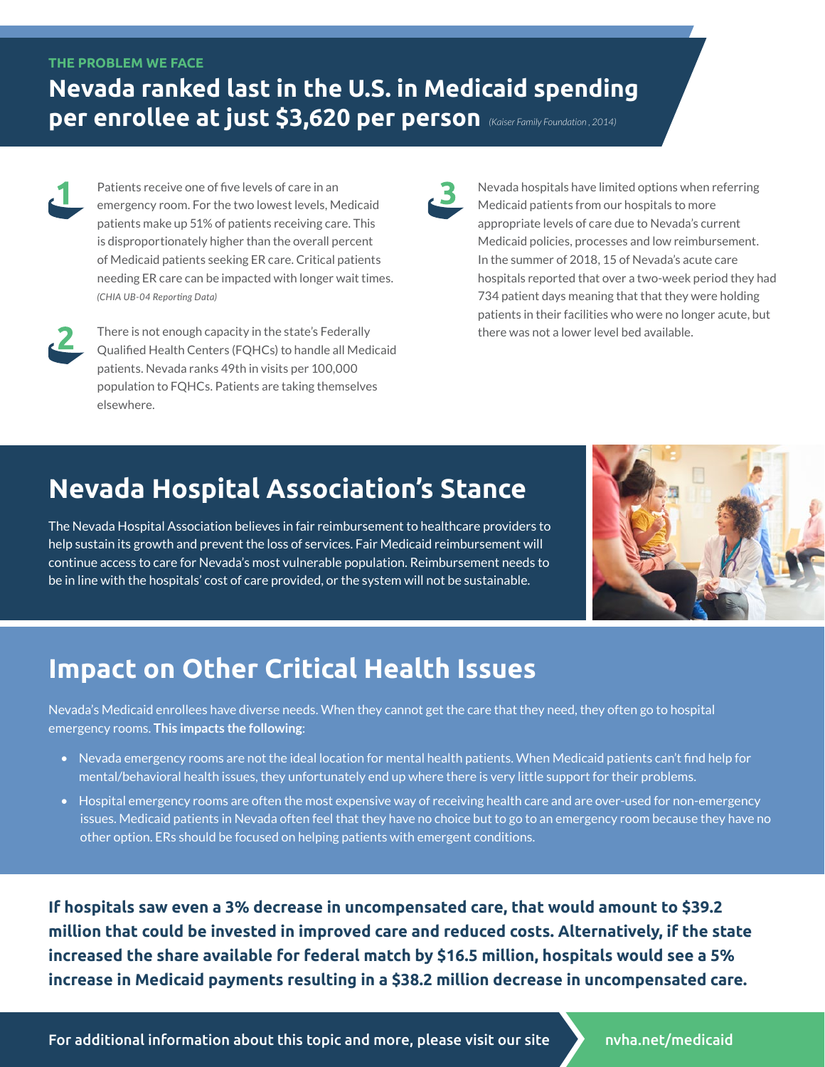THE PROBLEM WE FACE

# Nevada ranked last in the U.S. in Medicaid spending per enrollee at just $3,620 per person *(Kaiser Family Foundation , 2014)*

**1** Patients receive one of five levels of care in an emergency room. For the two lowest levels, Medicaid patients make up 51% of patients receiving care. This is disproportionately higher than the overall percent of Medicaid patients seeking ER care. Critical patients needing ER care can be impacted with longer wait times. *(CHIA UB-04 Reporting Data)*

**2** There is not enough capacity in the state's Federally Qualified Health Centers (FQHCs) to handle all Medicaid patients. Nevada ranks 49th in visits per 100,000 population to FQHCs. Patients are taking themselves elsewhere.

**3** Nevada hospitals have limited options when referring Medicaid patients from our hospitals to more appropriate levels of care due to Nevada's current Medicaid policies, processes and low reimbursement. In the summer of 2018, 15 of Nevada's acute care hospitals reported that over a two-week period they had 734 patient days meaning that that they were holding patients in their facilities who were no longer acute, but there was not a lower level bed available.

## Nevada Hospital Association's Stance

The Nevada Hospital Association believes in fair reimbursement to healthcare providers to help sustain its growth and prevent the loss of services. Fair Medicaid reimbursement will continue access to care for Nevada's most vulnerable population. Reimbursement needs to be in line with the hospitals' cost of care provided, or the system will not be sustainable.

## Impact on Other Critical Health Issues

Nevada's Medicaid enrollees have diverse needs. When they cannot get the care that they need, they often go to hospital emergency rooms. **This impacts the following**:

- Nevada emergency rooms are not the ideal location for mental health patients. When Medicaid patients can't find help for mental/behavioral health issues, they unfortunately end up where there is very little support for their problems.
- Hospital emergency rooms are often the most expensive way of receiving health care and are over-used for non-emergency issues. Medicaid patients in Nevada often feel that they have no choice but to go to an emergency room because they have no other option. ERs should be focused on helping patients with emergent conditions.

**If hospitals saw even a 3% decrease in uncompensated care, that would amount to $39.2 million that could be invested in improved care and reduced costs. Alternatively, if the state increased the share available for federal match by $16.5 million, hospitals would see a 5% increase in Medicaid payments resulting in a $38.2 million decrease in uncompensated care.**

For additional information about this topic and more, please visit our site **nvha.net/medicaid**